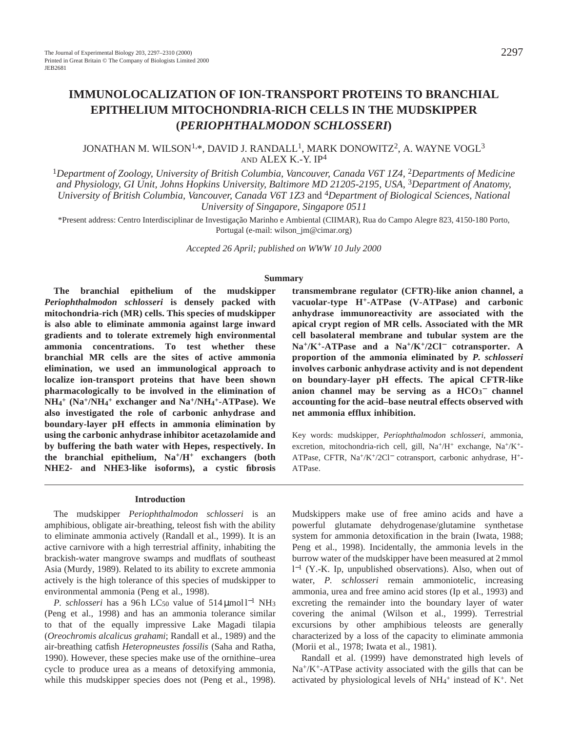# IMMUNOLOCALIZATION OF ION-TRANSPORT PROTEINS TO BRANCHIAL EPITHELIUM MITOCHONDRIA-RICH CELLS IN THE MUDSKIPPER (*PERIOPHTHALMODON SCHLOSSERI*)

JONATHAN M. WILSON[1,*], DAVID J. RANDALL[1], MARK DONOWITZ[2], A. WAYNE VOGL[3] AND ALEX K.-Y. IP[4]

[1]*Department of Zoology, University of British Columbia, Vancouver, Canada V6T 1Z4,* [2]*Departments of Medicine and Physiology, GI Unit, Johns Hopkins University, Baltimore MD 21205-2195, USA,* [3]*Department of Anatomy, University of British Columbia, Vancouver, Canada V6T 1Z3* and [4]*Department of Biological Sciences, National University of Singapore, Singapore 0511*

*Present address: Centro Interdisciplinar de Investigação Marinho e Ambiental (CIIMAR), Rua do Campo Alegre 823, 4150-180 Porto, Portugal (e-mail: wilson_jm@cimar.org)

*Accepted 26 April; published on WWW 10 July 2000*

## Summary

**The branchial epithelium of the mudskipper *Periophthalmodon schlosseri* is densely packed with mitochondria-rich (MR) cells. This species of mudskipper is also able to eliminate ammonia against large inward gradients and to tolerate extremely high environmental ammonia concentrations. To test whether these branchial MR cells are the sites of active ammonia elimination, we used an immunological approach to localize ion-transport proteins that have been shown pharmacologically to be involved in the elimination of $NH_4^+$ ($Na^+/NH_4^+$ exchanger and $Na^+/NH_4^+$-ATPase). We also investigated the role of carbonic anhydrase and boundary-layer pH effects in ammonia elimination by using the carbonic anhydrase inhibitor acetazolamide and by buffering the bath water with Hepes, respectively. In the branchial epithelium, $Na^+/H^+$ exchangers (both NHE2- and NHE3-like isoforms), a cystic fibrosis transmembrane regulator (CFTR)-like anion channel, a vacuolar-type $H^+$-ATPase (V-ATPase) and carbonic anhydrase immunoreactivity are associated with the apical crypt region of MR cells. Associated with the MR cell basolateral membrane and tubular system are the $Na^+/K^+$-ATPase and a $Na^+/K^+/2Cl^-$ cotransporter. A proportion of the ammonia eliminated by *P. schlosseri* involves carbonic anhydrase activity and is not dependent on boundary-layer pH effects. The apical CFTR-like anion channel may be serving as a $HCO_3^-$ channel accounting for the acid–base neutral effects observed with net ammonia efflux inhibition.**

Key words: mudskipper, *Periophthalmodon schlosseri*, ammonia, excretion, mitochondria-rich cell, gill, $Na^+/H^+$ exchange, $Na^+/K^+$-ATPase, CFTR, $Na^+/K^+/2Cl^-$ cotransport, carbonic anhydrase, $H^+$-ATPase.

## Introduction

The mudskipper *Periophthalmodon schlosseri* is an amphibious, obligate air-breathing, teleost fish with the ability to eliminate ammonia actively (Randall et al., 1999). It is an active carnivore with a high terrestrial affinity, inhabiting the brackish-water mangrove swamps and mudflats of southeast Asia (Murdy, 1989). Related to its ability to excrete ammonia actively is the high tolerance of this species of mudskipper to environmental ammonia (Peng et al., 1998).

*P. schlosseri* has a 96 h $LC_{50}$ value of 514 μmol $l^{-1}$ $NH_3$ (Peng et al., 1998) and has an ammonia tolerance similar to that of the equally impressive Lake Magadi tilapia (*Oreochromis alcalicus grahami*; Randall et al., 1989) and the air-breathing catfish *Heteropneustes fossilis* (Saha and Ratha, 1990). However, these species make use of the ornithine–urea cycle to produce urea as a means of detoxifying ammonia, while this mudskipper species does not (Peng et al., 1998). Mudskippers make use of free amino acids and have a powerful glutamate dehydrogenase/glutamine synthetase system for ammonia detoxification in the brain (Iwata, 1988; Peng et al., 1998). Incidentally, the ammonia levels in the burrow water of the mudskipper have been measured at 2 mmol $l^{-1}$ (Y.-K. Ip, unpublished observations). Also, when out of water, *P. schlosseri* remain ammoniotelic, increasing ammonia, urea and free amino acid stores (Ip et al., 1993) and excreting the remainder into the boundary layer of water covering the animal (Wilson et al., 1999). Terrestrial excursions by other amphibious teleosts are generally characterized by a loss of the capacity to eliminate ammonia (Morii et al., 1978; Iwata et al., 1981).

Randall et al. (1999) have demonstrated high levels of $Na^+/K^+$-ATPase activity associated with the gills that can be activated by physiological levels of $NH_4^+$ instead of $K^+$. Net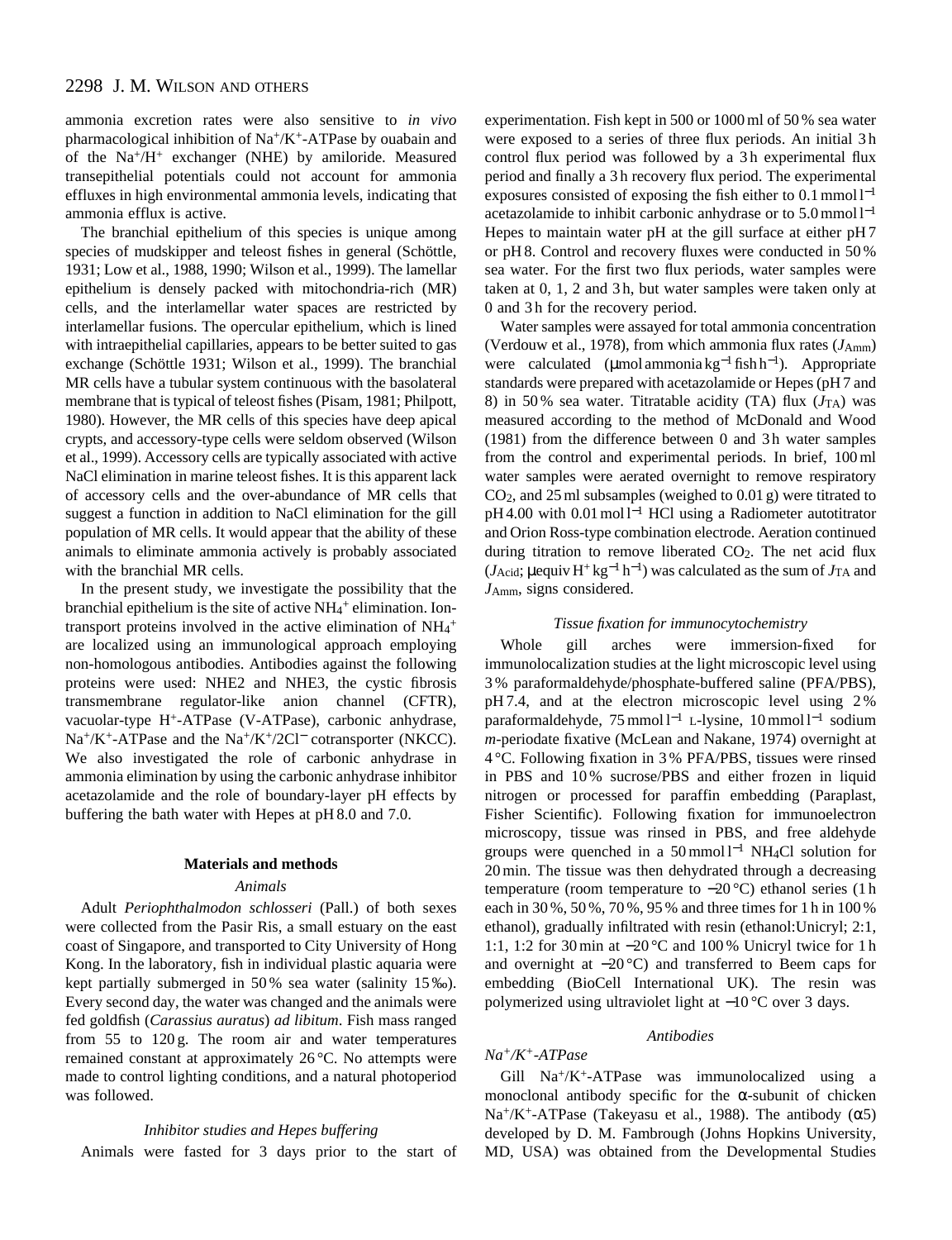ammonia excretion rates were also sensitive to *in vivo* pharmacological inhibition of $Na^+/K^+$-ATPase by ouabain and of the $Na^+/H^+$ exchanger (NHE) by amiloride. Measured transepithelial potentials could not account for ammonia effluxes in high environmental ammonia levels, indicating that ammonia efflux is active.

The branchial epithelium of this species is unique among species of mudskipper and teleost fishes in general (Schöttle, 1931; Low et al., 1988, 1990; Wilson et al., 1999). The lamellar epithelium is densely packed with mitochondria-rich (MR) cells, and the interlamellar water spaces are restricted by interlamellar fusions. The opercular epithelium, which is lined with intraepithelial capillaries, appears to be better suited to gas exchange (Schöttle 1931; Wilson et al., 1999). The branchial MR cells have a tubular system continuous with the basolateral membrane that is typical of teleost fishes (Pisam, 1981; Philpott, 1980). However, the MR cells of this species have deep apical crypts, and accessory-type cells were seldom observed (Wilson et al., 1999). Accessory cells are typically associated with active NaCl elimination in marine teleost fishes. It is this apparent lack of accessory cells and the over-abundance of MR cells that suggest a function in addition to NaCl elimination for the gill population of MR cells. It would appear that the ability of these animals to eliminate ammonia actively is probably associated with the branchial MR cells.

In the present study, we investigate the possibility that the branchial epithelium is the site of active $NH_4^+$ elimination. Ion-transport proteins involved in the active elimination of $NH_4^+$ are localized using an immunological approach employing non-homologous antibodies. Antibodies against the following proteins were used: NHE2 and NHE3, the cystic fibrosis transmembrane regulator-like anion channel (CFTR), vacuolar-type $H^+$-ATPase (V-ATPase), carbonic anhydrase, $Na^+/K^+$-ATPase and the $Na^+/K^+/2Cl^-$ cotransporter (NKCC). We also investigated the role of carbonic anhydrase in ammonia elimination by using the carbonic anhydrase inhibitor acetazolamide and the role of boundary-layer pH effects by buffering the bath water with Hepes at pH 8.0 and 7.0.

## Materials and methods

### *Animals*

Adult *Periophthalmodon schlosseri* (Pall.) of both sexes were collected from the Pasir Ris, a small estuary on the east coast of Singapore, and transported to City University of Hong Kong. In the laboratory, fish in individual plastic aquaria were kept partially submerged in 50 % sea water (salinity 15 ‰). Every second day, the water was changed and the animals were fed goldfish (*Carassius auratus*) *ad libitum*. Fish mass ranged from 55 to 120 g. The room air and water temperatures remained constant at approximately 26 °C. No attempts were made to control lighting conditions, and a natural photoperiod was followed.

### *Inhibitor studies and Hepes buffering*

Animals were fasted for 3 days prior to the start of experimentation. Fish kept in 500 or 1000 ml of 50 % sea water were exposed to a series of three flux periods. An initial 3 h control flux period was followed by a 3 h experimental flux period and finally a 3 h recovery flux period. The experimental exposures consisted of exposing the fish either to 0.1 mmol $l^{-1}$ acetazolamide to inhibit carbonic anhydrase or to 5.0 mmol $l^{-1}$ Hepes to maintain water pH at the gill surface at either pH 7 or pH 8. Control and recovery fluxes were conducted in 50 % sea water. For the first two flux periods, water samples were taken at 0, 1, 2 and 3 h, but water samples were taken only at 0 and 3 h for the recovery period.

Water samples were assayed for total ammonia concentration (Verdouw et al., 1978), from which ammonia flux rates ($J_{Amm}$) were calculated (μmol ammonia $kg^{-1}$ fish $h^{-1}$). Appropriate standards were prepared with acetazolamide or Hepes (pH 7 and 8) in 50 % sea water. Titratable acidity (TA) flux ($J_{TA}$) was measured according to the method of McDonald and Wood (1981) from the difference between 0 and 3 h water samples from the control and experimental periods. In brief, 100 ml water samples were aerated overnight to remove respiratory $CO_2$, and 25 ml subsamples (weighed to 0.01 g) were titrated to pH 4.00 with 0.01 mol $l^{-1}$ HCl using a Radiometer autotitrator and Orion Ross-type combination electrode. Aeration continued during titration to remove liberated $CO_2$. The net acid flux ($J_{Acid}$; μequiv $H^+$ $kg^{-1}$ $h^{-1}$) was calculated as the sum of $J_{TA}$ and $J_{Amm}$, signs considered.

### *Tissue fixation for immunocytochemistry*

Whole gill arches were immersion-fixed for immunolocalization studies at the light microscopic level using 3 % paraformaldehyde/phosphate-buffered saline (PFA/PBS), pH 7.4, and at the electron microscopic level using 2 % paraformaldehyde, 75 mmol $l^{-1}$ L-lysine, 10 mmol $l^{-1}$ sodium *m*-periodate fixative (McLean and Nakane, 1974) overnight at 4 °C. Following fixation in 3 % PFA/PBS, tissues were rinsed in PBS and 10 % sucrose/PBS and either frozen in liquid nitrogen or processed for paraffin embedding (Paraplast, Fisher Scientific). Following fixation for immunoelectron microscopy, tissue was rinsed in PBS, and free aldehyde groups were quenched in a 50 mmol $l^{-1}$ $NH_4Cl$ solution for 20 min. The tissue was then dehydrated through a decreasing temperature (room temperature to −20 °C) ethanol series (1 h each in 30 %, 50 %, 70 %, 95 % and three times for 1 h in 100 % ethanol), gradually infiltrated with resin (ethanol:Unicryl; 2:1, 1:1, 1:2 for 30 min at −20 °C and 100 % Unicryl twice for 1 h and overnight at −20 °C) and transferred to Beem caps for embedding (BioCell International UK). The resin was polymerized using ultraviolet light at −10 °C over 3 days.

### *Antibodies*

#### *$Na^+/K^+$-ATPase*

Gill $Na^+/K^+$-ATPase was immunolocalized using a monoclonal antibody specific for the α-subunit of chicken $Na^+/K^+$-ATPase (Takeyasu et al., 1988). The antibody (α5) developed by D. M. Fambrough (Johns Hopkins University, MD, USA) was obtained from the Developmental Studies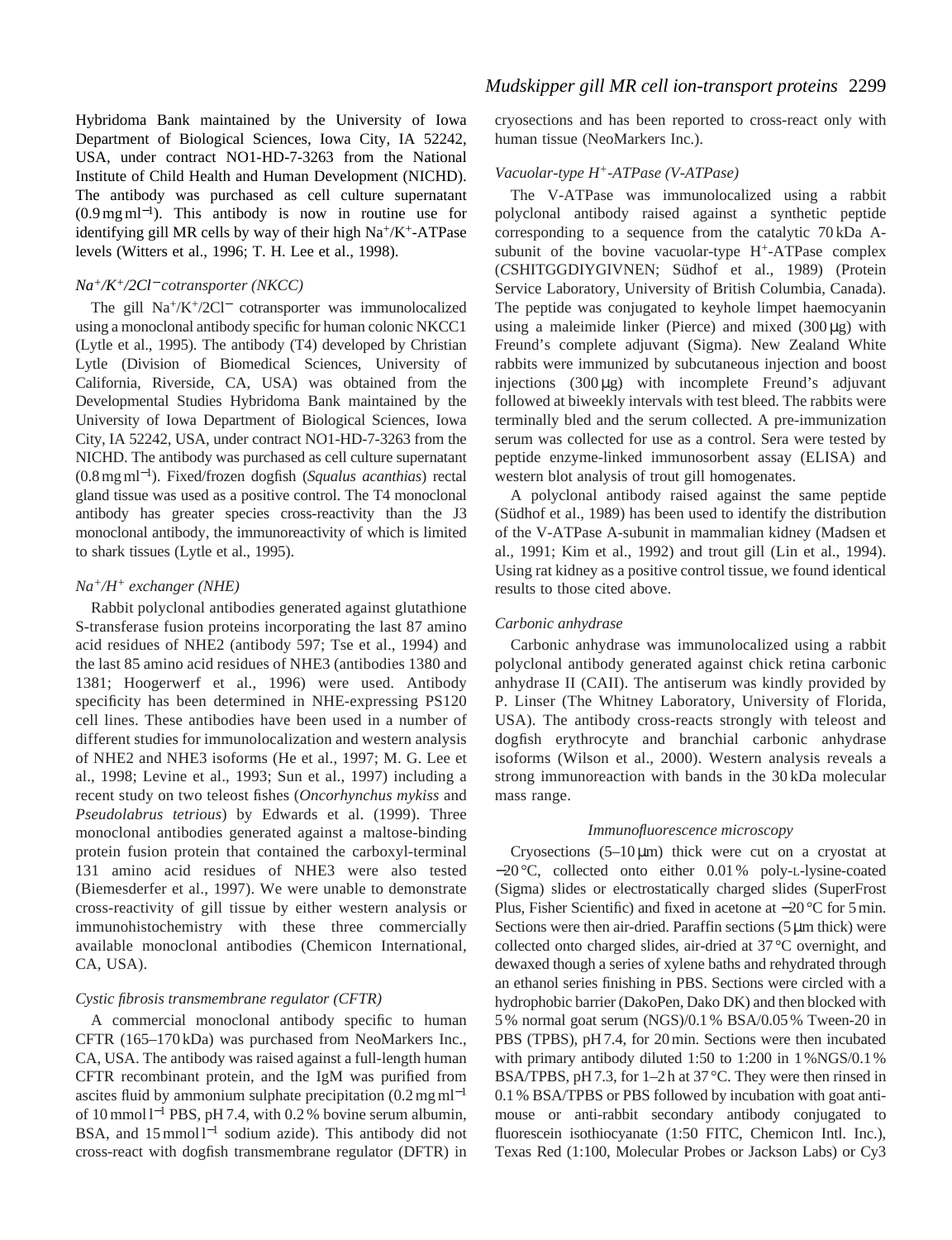Hybridoma Bank maintained by the University of Iowa Department of Biological Sciences, Iowa City, IA 52242, USA, under contract NO1-HD-7-3263 from the National Institute of Child Health and Human Development (NICHD). The antibody was purchased as cell culture supernatant (0.9 mg ml$^{-1}$). This antibody is now in routine use for identifying gill MR cells by way of their high $Na^+/K^+$-ATPase levels (Witters et al., 1996; T. H. Lee et al., 1998).

### *$Na^+/K^+/2Cl^-$ cotransporter (NKCC)*

The gill $Na^+/K^+/2Cl^-$ cotransporter was immunolocalized using a monoclonal antibody specific for human colonic NKCC1 (Lytle et al., 1995). The antibody (T4) developed by Christian Lytle (Division of Biomedical Sciences, University of California, Riverside, CA, USA) was obtained from the Developmental Studies Hybridoma Bank maintained by the University of Iowa Department of Biological Sciences, Iowa City, IA 52242, USA, under contract NO1-HD-7-3263 from the NICHD. The antibody was purchased as cell culture supernatant (0.8 mg ml$^{-1}$). Fixed/frozen dogfish (*Squalus acanthias*) rectal gland tissue was used as a positive control. The T4 monoclonal antibody has greater species cross-reactivity than the J3 monoclonal antibody, the immunoreactivity of which is limited to shark tissues (Lytle et al., 1995).

### *$Na^+/H^+$ exchanger (NHE)*

Rabbit polyclonal antibodies generated against glutathione S-transferase fusion proteins incorporating the last 87 amino acid residues of NHE2 (antibody 597; Tse et al., 1994) and the last 85 amino acid residues of NHE3 (antibodies 1380 and 1381; Hoogerwerf et al., 1996) were used. Antibody specificity has been determined in NHE-expressing PS120 cell lines. These antibodies have been used in a number of different studies for immunolocalization and western analysis of NHE2 and NHE3 isoforms (He et al., 1997; M. G. Lee et al., 1998; Levine et al., 1993; Sun et al., 1997) including a recent study on two teleost fishes (*Oncorhynchus mykiss* and *Pseudolabrus tetrious*) by Edwards et al. (1999). Three monoclonal antibodies generated against a maltose-binding protein fusion protein that contained the carboxyl-terminal 131 amino acid residues of NHE3 were also tested (Biemesderfer et al., 1997). We were unable to demonstrate cross-reactivity of gill tissue by either western analysis or immunohistochemistry with these three commercially available monoclonal antibodies (Chemicon International, CA, USA).

### *Cystic fibrosis transmembrane regulator (CFTR)*

A commercial monoclonal antibody specific to human CFTR (165–170 kDa) was purchased from NeoMarkers Inc., CA, USA. The antibody was raised against a full-length human CFTR recombinant protein, and the IgM was purified from ascites fluid by ammonium sulphate precipitation (0.2 mg ml$^{-1}$ of 10 mmol l$^{-1}$ PBS, pH 7.4, with 0.2 % bovine serum albumin, BSA, and 15 mmol l$^{-1}$ sodium azide). This antibody did not cross-react with dogfish transmembrane regulator (DFTR) in cryosections and has been reported to cross-react only with human tissue (NeoMarkers Inc.).

### *Vacuolar-type $H^+$-ATPase (V-ATPase)*

The V-ATPase was immunolocalized using a rabbit polyclonal antibody raised against a synthetic peptide corresponding to a sequence from the catalytic 70 kDa A-subunit of the bovine vacuolar-type $H^+$-ATPase complex (*C*SHITGGDIYGIVNEN; Südhof et al., 1989) (Protein Service Laboratory, University of British Columbia, Canada). The peptide was conjugated to keyhole limpet haemocyanin using a maleimide linker (Pierce) and mixed (300 μg) with Freund's complete adjuvant (Sigma). New Zealand White rabbits were immunized by subcutaneous injection and boost injections (300 μg) with incomplete Freund's adjuvant followed at biweekly intervals with test bleed. The rabbits were terminally bled and the serum collected. A pre-immunization serum was collected for use as a control. Sera were tested by peptide enzyme-linked immunosorbent assay (ELISA) and western blot analysis of trout gill homogenates.

A polyclonal antibody raised against the same peptide (Südhof et al., 1989) has been used to identify the distribution of the V-ATPase A-subunit in mammalian kidney (Madsen et al., 1991; Kim et al., 1992) and trout gill (Lin et al., 1994). Using rat kidney as a positive control tissue, we found identical results to those cited above.

### *Carbonic anhydrase*

Carbonic anhydrase was immunolocalized using a rabbit polyclonal antibody generated against chick retina carbonic anhydrase II (CAII). The antiserum was kindly provided by P. Linser (The Whitney Laboratory, University of Florida, USA). The antibody cross-reacts strongly with teleost and dogfish erythrocyte and branchial carbonic anhydrase isoforms (Wilson et al., 2000). Western analysis reveals a strong immunoreaction with bands in the 30 kDa molecular mass range.

## *Immunofluorescence microscopy*

Cryosections (5–10 μm) thick were cut on a cryostat at −20 °C, collected onto either 0.01 % poly-L-lysine-coated (Sigma) slides or electrostatically charged slides (SuperFrost Plus, Fisher Scientific) and fixed in acetone at −20 °C for 5 min. Sections were then air-dried. Paraffin sections (5 μm thick) were collected onto charged slides, air-dried at 37 °C overnight, and dewaxed though a series of xylene baths and rehydrated through an ethanol series finishing in PBS. Sections were circled with a hydrophobic barrier (DakoPen, Dako DK) and then blocked with 5 % normal goat serum (NGS)/0.1 % BSA/0.05 % Tween-20 in PBS (TPBS), pH 7.4, for 20 min. Sections were then incubated with primary antibody diluted 1:50 to 1:200 in 1 %NGS/0.1 % BSA/TPBS, pH 7.3, for 1–2 h at 37 °C. They were then rinsed in 0.1 % BSA/TPBS or PBS followed by incubation with goat anti-mouse or anti-rabbit secondary antibody conjugated to fluorescein isothiocyanate (1:50 FITC, Chemicon Intl. Inc.), Texas Red (1:100, Molecular Probes or Jackson Labs) or Cy3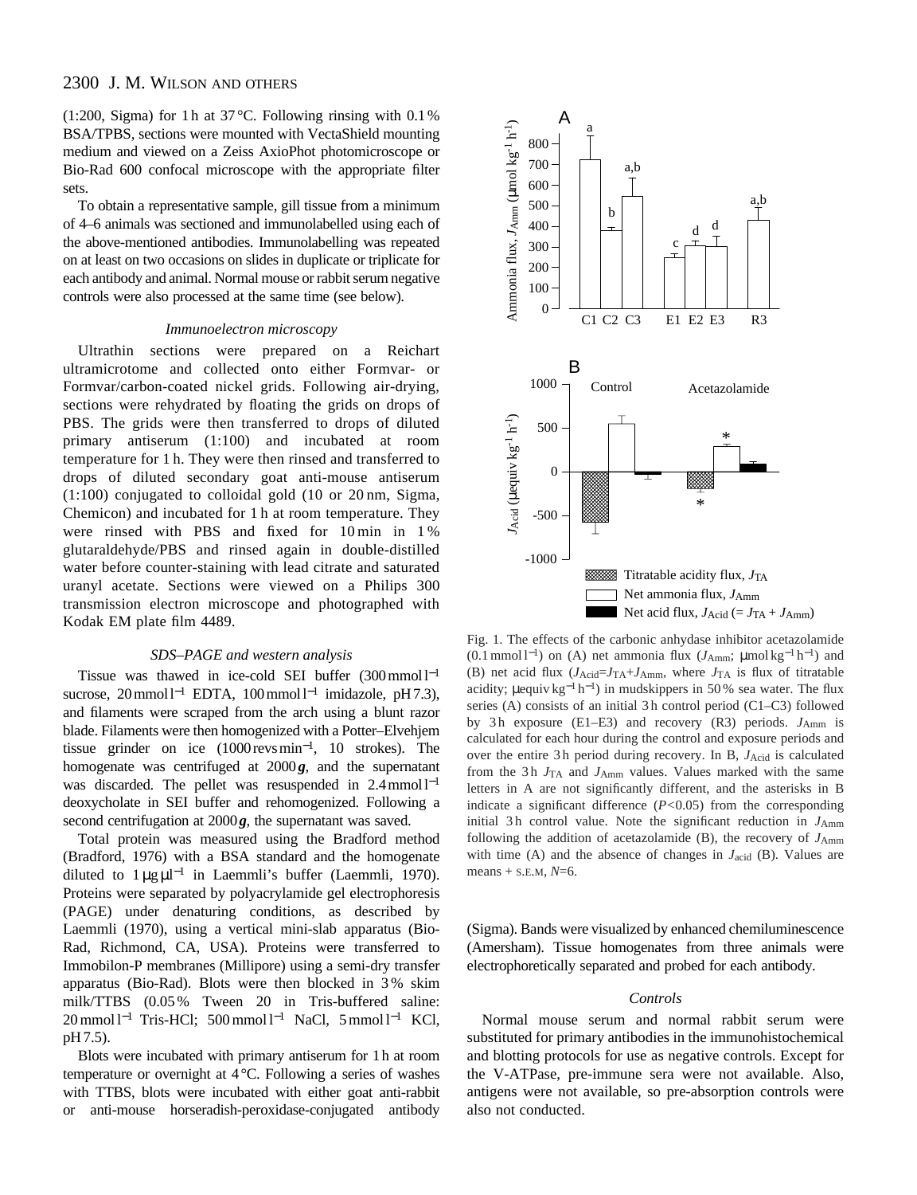(1:200, Sigma) for 1 h at 37 °C. Following rinsing with 0.1 % BSA/TPBS, sections were mounted with VectaShield mounting medium and viewed on a Zeiss AxioPhot photomicroscope or Bio-Rad 600 confocal microscope with the appropriate filter sets.

To obtain a representative sample, gill tissue from a minimum of 4–6 animals was sectioned and immunolabelled using each of the above-mentioned antibodies. Immunolabelling was repeated on at least on two occasions on slides in duplicate or triplicate for each antibody and animal. Normal mouse or rabbit serum negative controls were also processed at the same time (see below).

### *Immunoelectron microscopy*

Ultrathin sections were prepared on a Reichart ultramicrotome and collected onto either Formvar- or Formvar/carbon-coated nickel grids. Following air-drying, sections were rehydrated by floating the grids on drops of PBS. The grids were then transferred to drops of diluted primary antiserum (1:100) and incubated at room temperature for 1 h. They were then rinsed and transferred to drops of diluted secondary goat anti-mouse antiserum (1:100) conjugated to colloidal gold (10 or 20 nm, Sigma, Chemicon) and incubated for 1 h at room temperature. They were rinsed with PBS and fixed for 10 min in 1 % glutaraldehyde/PBS and rinsed again in double-distilled water before counter-staining with lead citrate and saturated uranyl acetate. Sections were viewed on a Philips 300 transmission electron microscope and photographed with Kodak EM plate film 4489.

### *SDS–PAGE and western analysis*

Tissue was thawed in ice-cold SEI buffer (300 mmol l$^{-1}$ sucrose, 20 mmol l$^{-1}$ EDTA, 100 mmol l$^{-1}$ imidazole, pH 7.3), and filaments were scraped from the arch using a blunt razor blade. Filaments were then homogenized with a Potter–Elvehjem tissue grinder on ice (1000 revs min$^{-1}$, 10 strokes). The homogenate was centrifuged at 2000 $\boldsymbol{g}$, and the supernatant was discarded. The pellet was resuspended in 2.4 mmol l$^{-1}$ deoxycholate in SEI buffer and rehomogenized. Following a second centrifugation at 2000 $\boldsymbol{g}$, the supernatant was saved.

Total protein was measured using the Bradford method (Bradford, 1976) with a BSA standard and the homogenate diluted to 1 µg µl$^{-1}$ in Laemmli's buffer (Laemmli, 1970). Proteins were separated by polyacrylamide gel electrophoresis (PAGE) under denaturing conditions, as described by Laemmli (1970), using a vertical mini-slab apparatus (Bio-Rad, Richmond, CA, USA). Proteins were transferred to Immobilon-P membranes (Millipore) using a semi-dry transfer apparatus (Bio-Rad). Blots were then blocked in 3 % skim milk/TTBS (0.05 % Tween 20 in Tris-buffered saline: 20 mmol l$^{-1}$ Tris-HCl; 500 mmol l$^{-1}$ NaCl, 5 mmol l$^{-1}$ KCl, pH 7.5).

Blots were incubated with primary antiserum for 1 h at room temperature or overnight at 4 °C. Following a series of washes with TTBS, blots were incubated with either goat anti-rabbit or anti-mouse horseradish-peroxidase-conjugated antibody (Sigma). Bands were visualized by enhanced chemiluminescence (Amersham). Tissue homogenates from three animals were electrophoretically separated and probed for each antibody.

Fig. 1. The effects of the carbonic anhydase inhibitor acetazolamide (0.1 mmol l$^{-1}$) on (A) net ammonia flux ($J_{Amm}$; µmol kg$^{-1}$ h$^{-1}$) and (B) net acid flux ($J_{Acid}$=$J_{TA}$+$J_{Amm}$, where $J_{TA}$ is flux of titratable acidity; µequiv kg$^{-1}$ h$^{-1}$) in mudskippers in 50 % sea water. The flux series (A) consists of an initial 3 h control period (C1–C3) followed by 3 h exposure (E1–E3) and recovery (R3) periods. $J_{Amm}$ is calculated for each hour during the control and exposure periods and over the entire 3 h period during recovery. In B, $J_{Acid}$ is calculated from the 3 h $J_{TA}$ and $J_{Amm}$ values. Values marked with the same letters in A are not significantly different, and the asterisks in B indicate a significant difference ($P$<0.05) from the corresponding initial 3 h control value. Note the significant reduction in $J_{Amm}$ following the addition of acetazolamide (B), the recovery of $J_{Amm}$ with time (A) and the absence of changes in $J_{acid}$ (B). Values are means + S.E.M, $N$=6.

### *Controls*

Normal mouse serum and normal rabbit serum were substituted for primary antibodies in the immunohistochemical and blotting protocols for use as negative controls. Except for the V-ATPase, pre-immune sera were not available. Also, antigens were not available, so pre-absorption controls were also not conducted.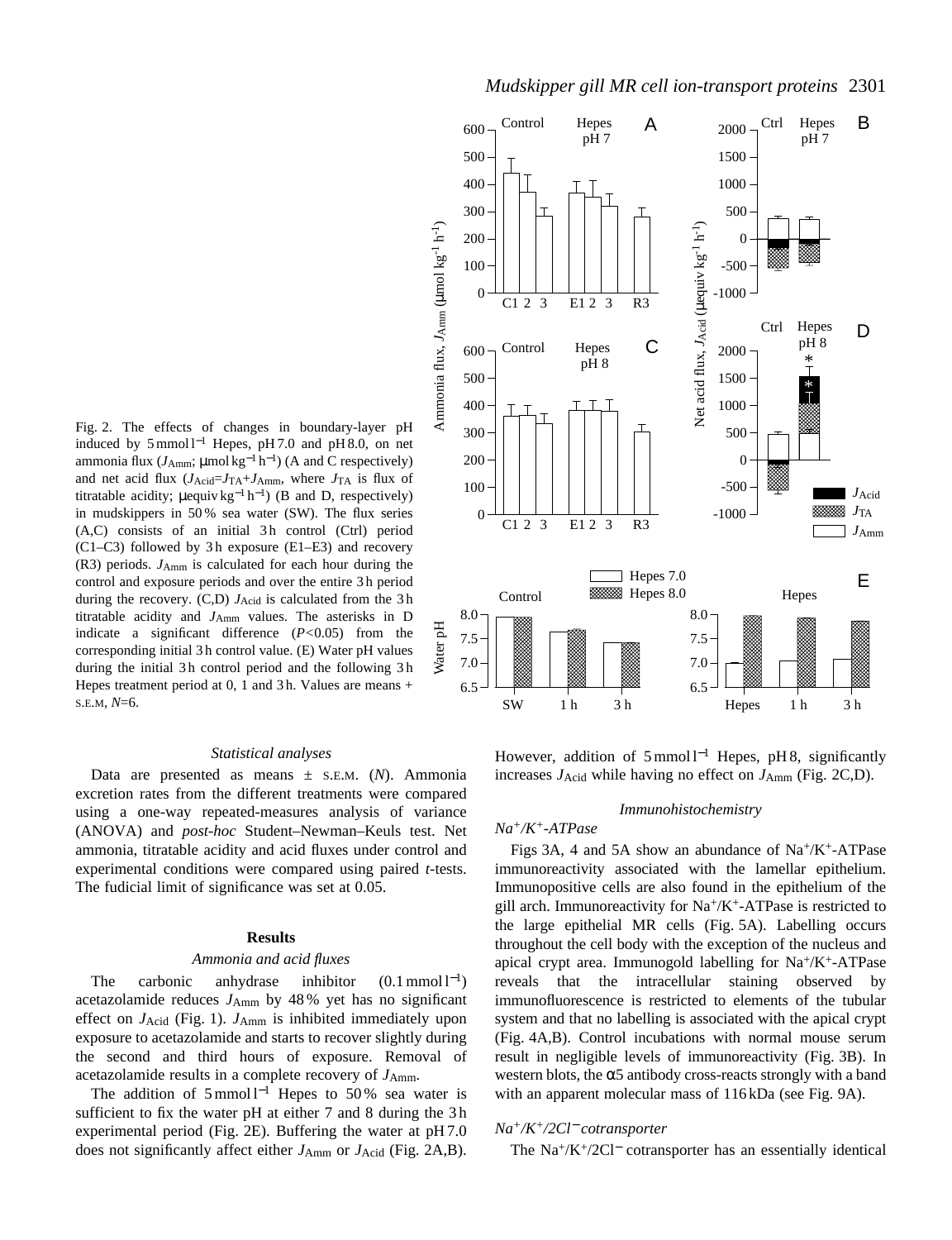Fig. 2. The effects of changes in boundary-layer pH induced by 5 mmol l$^{-1}$ Hepes, pH 7.0 and pH 8.0, on net ammonia flux ($J_{Amm}$; μmol kg$^{-1}$ h$^{-1}$) (A and C respectively) and net acid flux ($J_{Acid}$=$J_{TA}$+$J_{Amm}$, where $J_{TA}$ is flux of titratable acidity; μequiv kg$^{-1}$ h$^{-1}$) (B and D, respectively) in mudskippers in 50 % sea water (SW). The flux series (A,C) consists of an initial 3 h control (Ctrl) period (C1–C3) followed by 3 h exposure (E1–E3) and recovery (R3) periods. $J_{Amm}$ is calculated for each hour during the control and exposure periods and over the entire 3 h period during the recovery. (C,D) $J_{Acid}$ is calculated from the 3 h titratable acidity and $J_{Amm}$ values. The asterisks in D indicate a significant difference ($P$<0.05) from the corresponding initial 3 h control value. (E) Water pH values during the initial 3 h control period and the following 3 h Hepes treatment period at 0, 1 and 3 h. Values are means + S.E.M, $N$=6.

### Statistical analyses

Data are presented as means ± S.E.M. ($N$). Ammonia excretion rates from the different treatments were compared using a one-way repeated-measures analysis of variance (ANOVA) and *post-hoc* Student–Newman–Keuls test. Net ammonia, titratable acidity and acid fluxes under control and experimental conditions were compared using paired $t$-tests. The fudicial limit of significance was set at 0.05.

## Results

### Ammonia and acid fluxes

The carbonic anhydrase inhibitor (0.1 mmol l$^{-1}$) acetazolamide reduces $J_{Amm}$ by 48 % yet has no significant effect on $J_{Acid}$ (Fig. 1). $J_{Amm}$ is inhibited immediately upon exposure to acetazolamide and starts to recover slightly during the second and third hours of exposure. Removal of acetazolamide results in a complete recovery of $J_{Amm}$.

The addition of 5 mmol l$^{-1}$ Hepes to 50 % sea water is sufficient to fix the water pH at either 7 and 8 during the 3 h experimental period (Fig. 2E). Buffering the water at pH 7.0 does not significantly affect either $J_{Amm}$ or $J_{Acid}$ (Fig. 2A,B). However, addition of 5 mmol l$^{-1}$ Hepes, pH 8, significantly increases $J_{Acid}$ while having no effect on $J_{Amm}$ (Fig. 2C,D).

### Immunohistochemistry

*$Na^+/K^+$-ATPase*

Figs 3A, 4 and 5A show an abundance of $Na^+/K^+$-ATPase immunoreactivity associated with the lamellar epithelium. Immunopositive cells are also found in the epithelium of the gill arch. Immunoreactivity for $Na^+/K^+$-ATPase is restricted to the large epithelial MR cells (Fig. 5A). Labelling occurs throughout the cell body with the exception of the nucleus and apical crypt area. Immunogold labelling for $Na^+/K^+$-ATPase reveals that the intracellular staining observed by immunofluorescence is restricted to elements of the tubular system and that no labelling is associated with the apical crypt (Fig. 4A,B). Control incubations with normal mouse serum result in negligible levels of immunoreactivity (Fig. 3B). In western blots, the α5 antibody cross-reacts strongly with a band with an apparent molecular mass of 116 kDa (see Fig. 9A).

*$Na^+/K^+/2Cl^-$ cotransporter*

The $Na^+/K^+/2Cl^-$ cotransporter has an essentially identical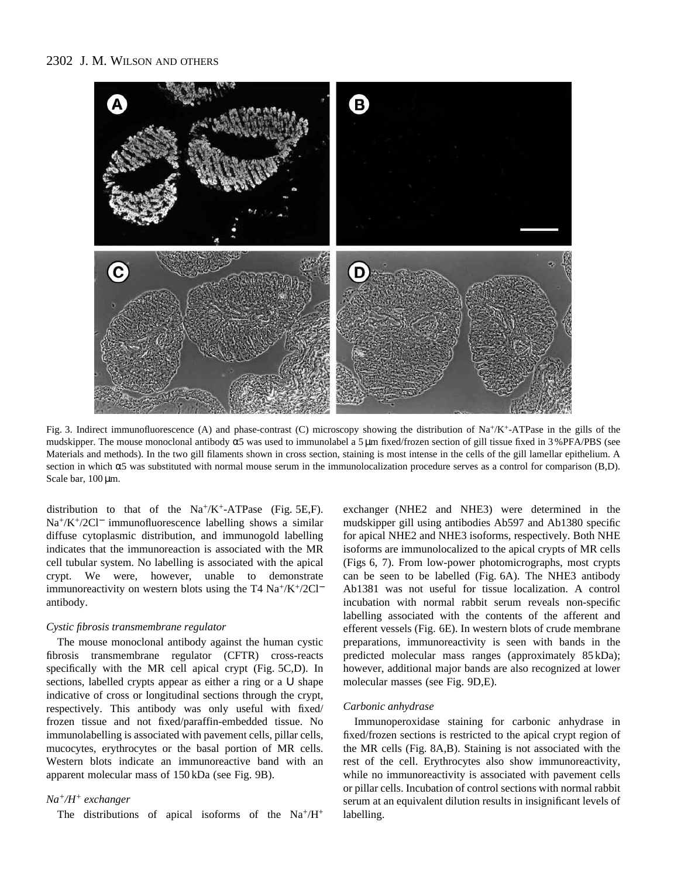Fig. 3. Indirect immunofluorescence (A) and phase-contrast (C) microscopy showing the distribution of $Na^+/K^+$-ATPase in the gills of the mudskipper. The mouse monoclonal antibody α5 was used to immunolabel a 5 μm fixed/frozen section of gill tissue fixed in 3 %PFA/PBS (see Materials and methods). In the two gill filaments shown in cross section, staining is most intense in the cells of the gill lamellar epithelium. A section in which α5 was substituted with normal mouse serum in the immunolocalization procedure serves as a control for comparison (B,D). Scale bar, 100 μm.

distribution to that of the $Na^+/K^+$-ATPase (Fig. 5E,F). $Na^+/K^+/2Cl^-$ immunofluorescence labelling shows a similar diffuse cytoplasmic distribution, and immunogold labelling indicates that the immunoreaction is associated with the MR cell tubular system. No labelling is associated with the apical crypt. We were, however, unable to demonstrate immunoreactivity on western blots using the T4 $Na^+/K^+/2Cl^-$ antibody.

*Cystic fibrosis transmembrane regulator*

The mouse monoclonal antibody against the human cystic fibrosis transmembrane regulator (CFTR) cross-reacts specifically with the MR cell apical crypt (Fig. 5C,D). In sections, labelled crypts appear as either a ring or a U shape indicative of cross or longitudinal sections through the crypt, respectively. This antibody was only useful with fixed/frozen tissue and not fixed/paraffin-embedded tissue. No immunolabelling is associated with pavement cells, pillar cells, mucocytes, erythrocytes or the basal portion of MR cells. Western blots indicate an immunoreactive band with an apparent molecular mass of 150 kDa (see Fig. 9B).

*$Na^+/H^+$ exchanger*

The distributions of apical isoforms of the $Na^+/H^+$ exchanger (NHE2 and NHE3) were determined in the mudskipper gill using antibodies Ab597 and Ab1380 specific for apical NHE2 and NHE3 isoforms, respectively. Both NHE isoforms are immunolocalized to the apical crypts of MR cells (Figs 6, 7). From low-power photomicrographs, most crypts can be seen to be labelled (Fig. 6A). The NHE3 antibody Ab1381 was not useful for tissue localization. A control incubation with normal rabbit serum reveals non-specific labelling associated with the contents of the afferent and efferent vessels (Fig. 6E). In western blots of crude membrane preparations, immunoreactivity is seen with bands in the predicted molecular mass ranges (approximately 85 kDa); however, additional major bands are also recognized at lower molecular masses (see Fig. 9D,E).

*Carbonic anhydrase*

Immunoperoxidase staining for carbonic anhydrase in fixed/frozen sections is restricted to the apical crypt region of the MR cells (Fig. 8A,B). Staining is not associated with the rest of the cell. Erythrocytes also show immunoreactivity, while no immunoreactivity is associated with pavement cells or pillar cells. Incubation of control sections with normal rabbit serum at an equivalent dilution results in insignificant levels of labelling.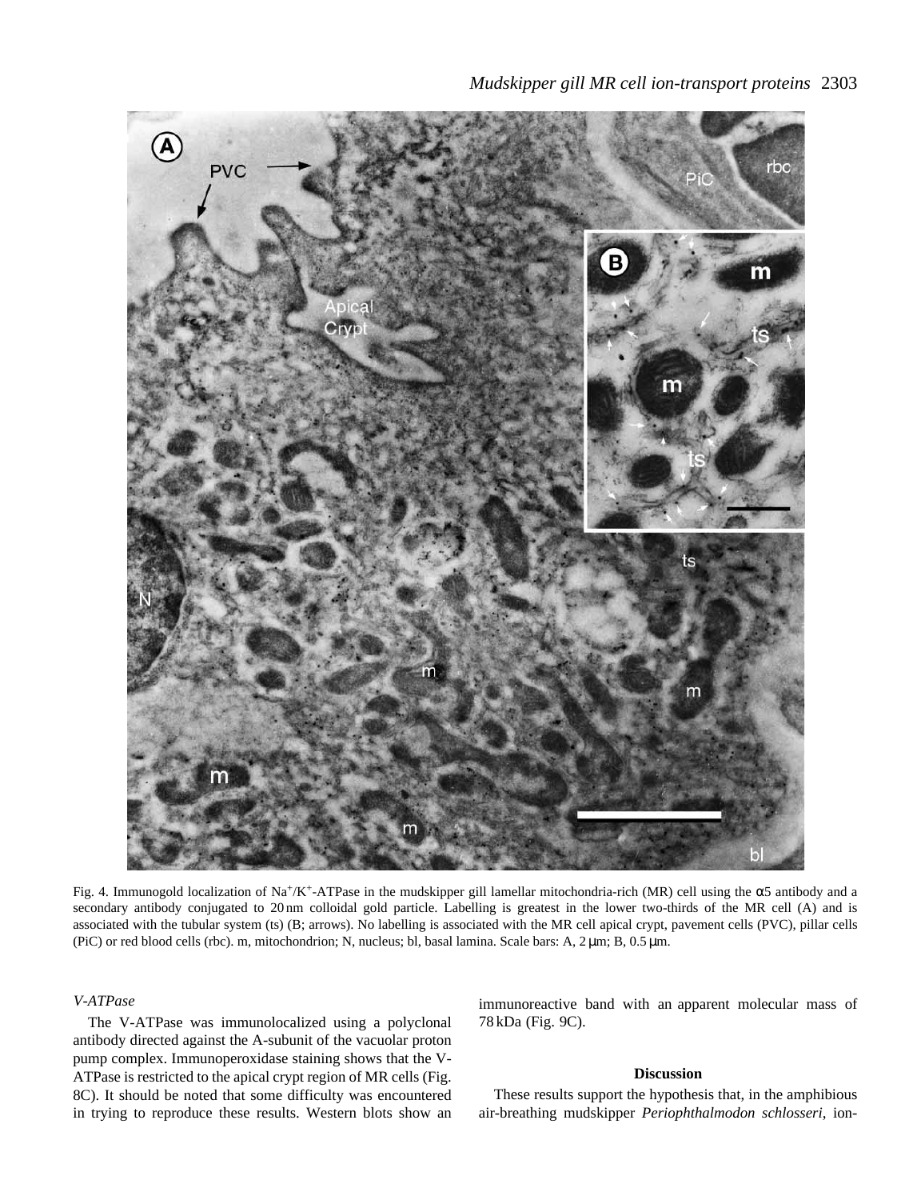Fig. 4. Immunogold localization of $Na^+/K^+$-ATPase in the mudskipper gill lamellar mitochondria-rich (MR) cell using the α5 antibody and a secondary antibody conjugated to 20 nm colloidal gold particle. Labelling is greatest in the lower two-thirds of the MR cell (A) and is associated with the tubular system (ts) (B; arrows). No labelling is associated with the MR cell apical crypt, pavement cells (PVC), pillar cells (PiC) or red blood cells (rbc). m, mitochondrion; N, nucleus; bl, basal lamina. Scale bars: A, 2 μm; B, 0.5 μm.

*V-ATPase*

The V-ATPase was immunolocalized using a polyclonal antibody directed against the A-subunit of the vacuolar proton pump complex. Immunoperoxidase staining shows that the V-ATPase is restricted to the apical crypt region of MR cells (Fig. 8C). It should be noted that some difficulty was encountered in trying to reproduce these results. Western blots show an immunoreactive band with an apparent molecular mass of 78 kDa (Fig. 9C).

## Discussion

These results support the hypothesis that, in the amphibious air-breathing mudskipper *Periophthalmodon schlosseri*, ion-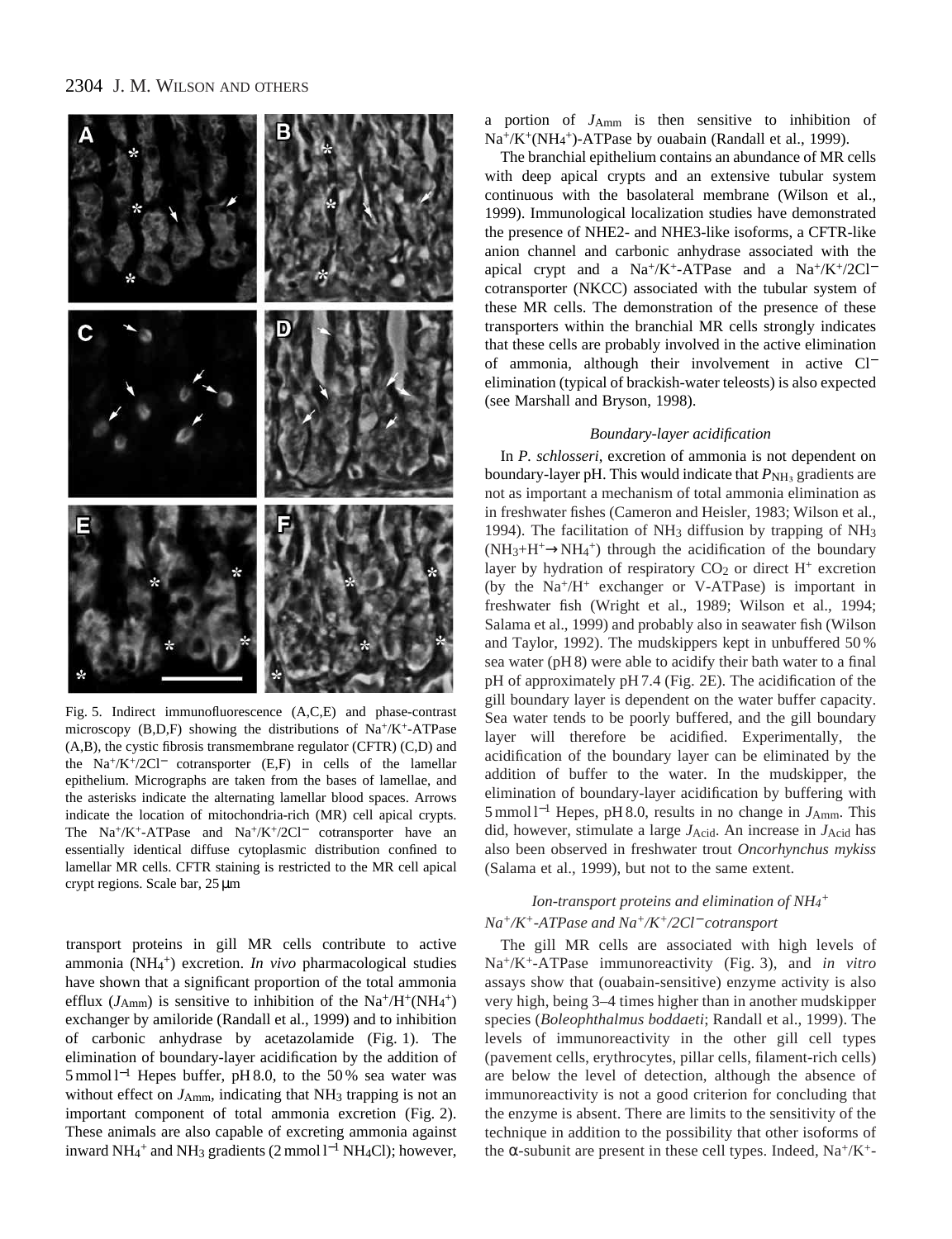Fig. 5. Indirect immunofluorescence (A,C,E) and phase-contrast microscopy (B,D,F) showing the distributions of $Na^+/K^+$-ATPase (A,B), the cystic fibrosis transmembrane regulator (CFTR) (C,D) and the $Na^+/K^+/2Cl^-$ cotransporter (E,F) in cells of the lamellar epithelium. Micrographs are taken from the bases of lamellae, and the asterisks indicate the alternating lamellar blood spaces. Arrows indicate the location of mitochondria-rich (MR) cell apical crypts. The $Na^+/K^+$-ATPase and $Na^+/K^+/2Cl^-$ cotransporter have an essentially identical diffuse cytoplasmic distribution confined to lamellar MR cells. CFTR staining is restricted to the MR cell apical crypt regions. Scale bar, 25 μm

transport proteins in gill MR cells contribute to active ammonia ($NH_4^+$) excretion. *In vivo* pharmacological studies have shown that a significant proportion of the total ammonia efflux ($J_{Amm}$) is sensitive to inhibition of the $Na^+/H^+(NH_4^+)$ exchanger by amiloride (Randall et al., 1999) and to inhibition of carbonic anhydrase by acetazolamide (Fig. 1). The elimination of boundary-layer acidification by the addition of 5 mmol l$^{-1}$ Hepes buffer, pH 8.0, to the 50 % sea water was without effect on $J_{Amm}$, indicating that $NH_3$ trapping is not an important component of total ammonia excretion (Fig. 2). These animals are also capable of excreting ammonia against inward $NH_4^+$ and $NH_3$ gradients (2 mmol l$^{-1}$ $NH_4Cl$); however, a portion of $J_{Amm}$ is then sensitive to inhibition of $Na^+/K^+(NH_4^+)$-ATPase by ouabain (Randall et al., 1999).

The branchial epithelium contains an abundance of MR cells with deep apical crypts and an extensive tubular system continuous with the basolateral membrane (Wilson et al., 1999). Immunological localization studies have demonstrated the presence of NHE2- and NHE3-like isoforms, a CFTR-like anion channel and carbonic anhydrase associated with the apical crypt and a $Na^+/K^+$-ATPase and a $Na^+/K^+/2Cl^-$ cotransporter (NKCC) associated with the tubular system of these MR cells. The demonstration of the presence of these transporters within the branchial MR cells strongly indicates that these cells are probably involved in the active elimination of ammonia, although their involvement in active $Cl^-$ elimination (typical of brackish-water teleosts) is also expected (see Marshall and Bryson, 1998).

### *Boundary-layer acidification*

In *P. schlosseri*, excretion of ammonia is not dependent on boundary-layer pH. This would indicate that $P_{NH_3}$ gradients are not as important a mechanism of total ammonia elimination as in freshwater fishes (Cameron and Heisler, 1983; Wilson et al., 1994). The facilitation of $NH_3$ diffusion by trapping of $NH_3$ ($NH_3+H^+ \rightarrow NH_4^+$) through the acidification of the boundary layer by hydration of respiratory $CO_2$ or direct $H^+$ excretion (by the $Na^+/H^+$ exchanger or V-ATPase) is important in freshwater fish (Wright et al., 1989; Wilson et al., 1994; Salama et al., 1999) and probably also in seawater fish (Wilson and Taylor, 1992). The mudskippers kept in unbuffered 50 % sea water (pH 8) were able to acidify their bath water to a final pH of approximately pH 7.4 (Fig. 2E). The acidification of the gill boundary layer is dependent on the water buffer capacity. Sea water tends to be poorly buffered, and the gill boundary layer will therefore be acidified. Experimentally, the acidification of the boundary layer can be eliminated by the addition of buffer to the water. In the mudskipper, the elimination of boundary-layer acidification by buffering with 5 mmol l$^{-1}$ Hepes, pH 8.0, results in no change in $J_{Amm}$. This did, however, stimulate a large $J_{Acid}$. An increase in $J_{Acid}$ has also been observed in freshwater trout *Oncorhynchus mykiss* (Salama et al., 1999), but not to the same extent.

### *Ion-transport proteins and elimination of $NH_4^+$*

#### *$Na^+/K^+$-ATPase and $Na^+/K^+/2Cl^-$ cotransport*

The gill MR cells are associated with high levels of $Na^+/K^+$-ATPase immunoreactivity (Fig. 3), and *in vitro* assays show that (ouabain-sensitive) enzyme activity is also very high, being 3–4 times higher than in another mudskipper species (*Boleophthalmus boddaeti*; Randall et al., 1999). The levels of immunoreactivity in the other gill cell types (pavement cells, erythrocytes, pillar cells, filament-rich cells) are below the level of detection, although the absence of immunoreactivity is not a good criterion for concluding that the enzyme is absent. There are limits to the sensitivity of the technique in addition to the possibility that other isoforms of the α-subunit are present in these cell types. Indeed, $Na^+/K^+$-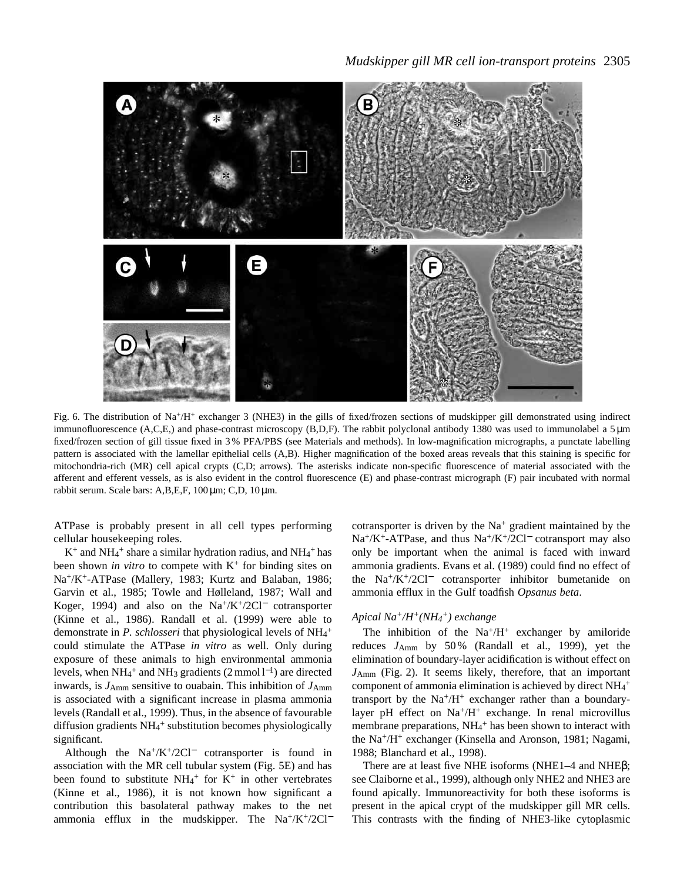Fig. 6. The distribution of $Na^+/H^+$ exchanger 3 (NHE3) in the gills of fixed/frozen sections of mudskipper gill demonstrated using indirect immunofluorescence (A,C,E,) and phase-contrast microscopy (B,D,F). The rabbit polyclonal antibody 1380 was used to immunolabel a 5 μm fixed/frozen section of gill tissue fixed in 3 % PFA/PBS (see Materials and methods). In low-magnification micrographs, a punctate labelling pattern is associated with the lamellar epithelial cells (A,B). Higher magnification of the boxed areas reveals that this staining is specific for mitochondria-rich (MR) cell apical crypts (C,D; arrows). The asterisks indicate non-specific fluorescence of material associated with the afferent and efferent vessels, as is also evident in the control fluorescence (E) and phase-contrast micrograph (F) pair incubated with normal rabbit serum. Scale bars: A,B,E,F, 100 μm; C,D, 10 μm.

ATPase is probably present in all cell types performing cellular housekeeping roles.

$K^+$ and $NH_4^+$ share a similar hydration radius, and $NH_4^+$ has been shown *in vitro* to compete with $K^+$ for binding sites on $Na^+/K^+$-ATPase (Mallery, 1983; Kurtz and Balaban, 1986; Garvin et al., 1985; Towle and Hølleland, 1987; Wall and Koger, 1994) and also on the $Na^+/K^+/2Cl^-$ cotransporter (Kinne et al., 1986). Randall et al. (1999) were able to demonstrate in *P. schlosseri* that physiological levels of $NH_4^+$ could stimulate the ATPase *in vitro* as well. Only during exposure of these animals to high environmental ammonia levels, when $NH_4^+$ and $NH_3$ gradients (2 mmol $l^{-1}$) are directed inwards, is $J_{Amm}$ sensitive to ouabain. This inhibition of $J_{Amm}$ is associated with a significant increase in plasma ammonia levels (Randall et al., 1999). Thus, in the absence of favourable diffusion gradients $NH_4^+$ substitution becomes physiologically significant.

Although the $Na^+/K^+/2Cl^-$ cotransporter is found in association with the MR cell tubular system (Fig. 5E) and has been found to substitute $NH_4^+$ for $K^+$ in other vertebrates (Kinne et al., 1986), it is not known how significant a contribution this basolateral pathway makes to the net ammonia efflux in the mudskipper. The $Na^+/K^+/2Cl^-$ cotransporter is driven by the $Na^+$ gradient maintained by the $Na^+/K^+$-ATPase, and thus $Na^+/K^+/2Cl^-$ cotransport may also only be important when the animal is faced with inward ammonia gradients. Evans et al. (1989) could find no effect of the $Na^+/K^+/2Cl^-$ cotransporter inhibitor bumetanide on ammonia efflux in the Gulf toadfish *Opsanus beta*.

### *Apical $Na^+/H^+(NH_4^+)$ exchange*

The inhibition of the $Na^+/H^+$ exchanger by amiloride reduces $J_{Amm}$ by 50 % (Randall et al., 1999), yet the elimination of boundary-layer acidification is without effect on $J_{Amm}$ (Fig. 2). It seems likely, therefore, that an important component of ammonia elimination is achieved by direct $NH_4^+$ transport by the $Na^+/H^+$ exchanger rather than a boundary-layer pH effect on $Na^+/H^+$ exchange. In renal microvillus membrane preparations, $NH_4^+$ has been shown to interact with the $Na^+/H^+$ exchanger (Kinsella and Aronson, 1981; Nagami, 1988; Blanchard et al., 1998).

There are at least five NHE isoforms (NHE1–4 and NHEβ; see Claiborne et al., 1999), although only NHE2 and NHE3 are found apically. Immunoreactivity for both these isoforms is present in the apical crypt of the mudskipper gill MR cells. This contrasts with the finding of NHE3-like cytoplasmic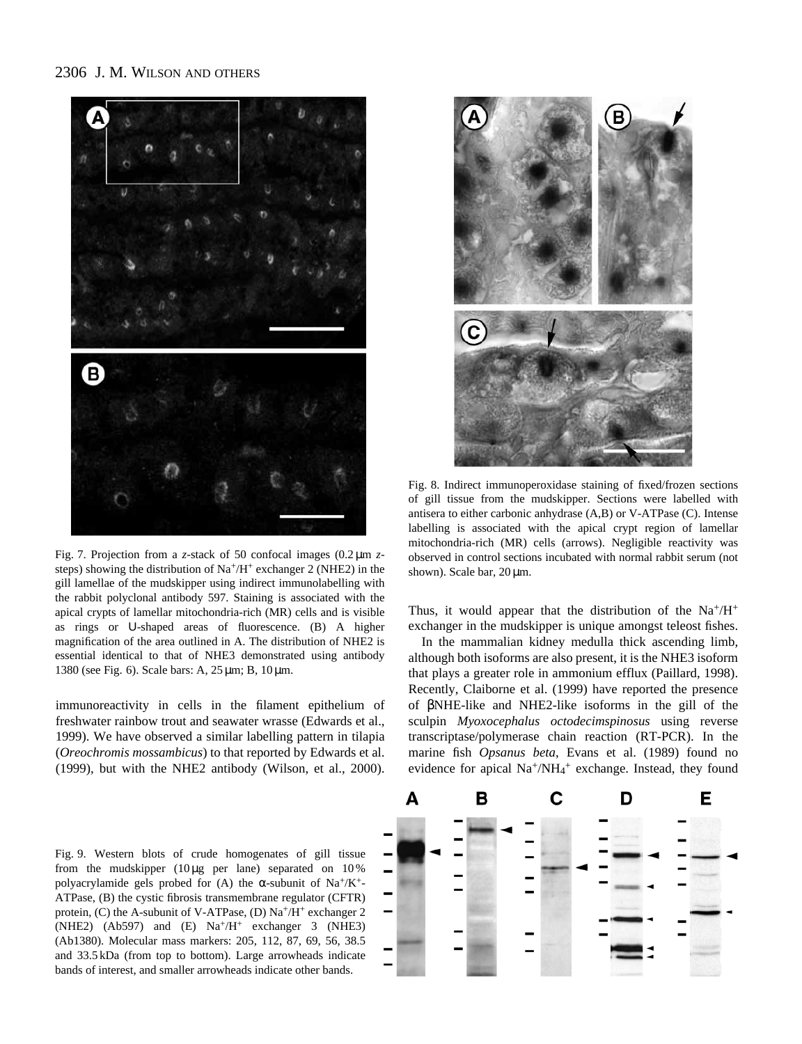Fig. 7. Projection from a *z*-stack of 50 confocal images (0.2 μm *z*-steps) showing the distribution of $Na^+/H^+$ exchanger 2 (NHE2) in the gill lamellae of the mudskipper using indirect immunolabelling with the rabbit polyclonal antibody 597. Staining is associated with the apical crypts of lamellar mitochondria-rich (MR) cells and is visible as rings or U-shaped areas of fluorescence. (B) A higher magnification of the area outlined in A. The distribution of NHE2 is essential identical to that of NHE3 demonstrated using antibody 1380 (see Fig. 6). Scale bars: A, 25 μm; B, 10 μm.

Fig. 8. Indirect immunoperoxidase staining of fixed/frozen sections of gill tissue from the mudskipper. Sections were labelled with antisera to either carbonic anhydrase (A,B) or V-ATPase (C). Intense labelling is associated with the apical crypt region of lamellar mitochondria-rich (MR) cells (arrows). Negligible reactivity was observed in control sections incubated with normal rabbit serum (not shown). Scale bar, 20 μm.

immunoreactivity in cells in the filament epithelium of freshwater rainbow trout and seawater wrasse (Edwards et al., 1999). We have observed a similar labelling pattern in tilapia (*Oreochromis mossambicus*) to that reported by Edwards et al. (1999), but with the NHE2 antibody (Wilson, et al., 2000). Thus, it would appear that the distribution of the $Na^+/H^+$ exchanger in the mudskipper is unique amongst teleost fishes.

In the mammalian kidney medulla thick ascending limb, although both isoforms are also present, it is the NHE3 isoform that plays a greater role in ammonium efflux (Paillard, 1998). Recently, Claiborne et al. (1999) have reported the presence of βNHE-like and NHE2-like isoforms in the gill of the sculpin *Myoxocephalus octodecimspinosus* using reverse transcriptase/polymerase chain reaction (RT-PCR). In the marine fish *Opsanus beta*, Evans et al. (1989) found no evidence for apical $Na^+/NH_4^+$ exchange. Instead, they found

Fig. 9. Western blots of crude homogenates of gill tissue from the mudskipper (10 μg per lane) separated on 10 % polyacrylamide gels probed for (A) the α-subunit of $Na^+/K^+$-ATPase, (B) the cystic fibrosis transmembrane regulator (CFTR) protein, (C) the A-subunit of V-ATPase, (D) $Na^+/H^+$ exchanger 2 (NHE2) (Ab597) and (E) $Na^+/H^+$ exchanger 3 (NHE3) (Ab1380). Molecular mass markers: 205, 112, 87, 69, 56, 38.5 and 33.5 kDa (from top to bottom). Large arrowheads indicate bands of interest, and smaller arrowheads indicate other bands.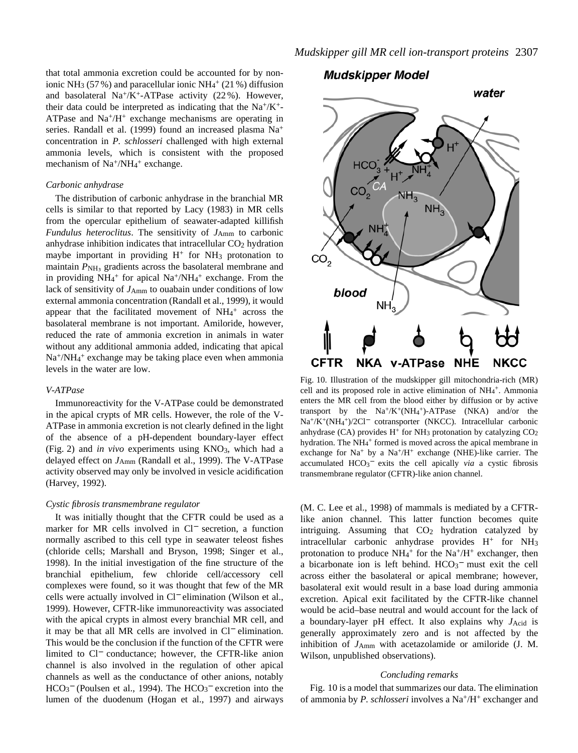that total ammonia excretion could be accounted for by non-ionic $NH_3$ (57 %) and paracellular ionic $NH_4^+$ (21 %) diffusion and basolateral $Na^+/K^+$-ATPase activity (22 %). However, their data could be interpreted as indicating that the $Na^+/K^+$-ATPase and $Na^+/H^+$ exchange mechanisms are operating in series. Randall et al. (1999) found an increased plasma $Na^+$ concentration in *P. schlosseri* challenged with high external ammonia levels, which is consistent with the proposed mechanism of $Na^+/NH_4^+$ exchange.

### *Carbonic anhydrase*

The distribution of carbonic anhydrase in the branchial MR cells is similar to that reported by Lacy (1983) in MR cells from the opercular epithelium of seawater-adapted killifish *Fundulus heteroclitus*. The sensitivity of $J_{Amm}$ to carbonic anhydrase inhibition indicates that intracellular $CO_2$ hydration maybe important in providing $H^+$ for $NH_3$ protonation to maintain $P_{NH_3}$ gradients across the basolateral membrane and in providing $NH_4^+$ for apical $Na^+/NH_4^+$ exchange. From the lack of sensitivity of $J_{Amm}$ to ouabain under conditions of low external ammonia concentration (Randall et al., 1999), it would appear that the facilitated movement of $NH_4^+$ across the basolateral membrane is not important. Amiloride, however, reduced the rate of ammonia excretion in animals in water without any additional ammonia added, indicating that apical $Na^+/NH_4^+$ exchange may be taking place even when ammonia levels in the water are low.

### *V-ATPase*

Immunoreactivity for the V-ATPase could be demonstrated in the apical crypts of MR cells. However, the role of the V-ATPase in ammonia excretion is not clearly defined in the light of the absence of a pH-dependent boundary-layer effect (Fig. 2) and *in vivo* experiments using $KNO_3$, which had a delayed effect on $J_{Amm}$ (Randall et al., 1999). The V-ATPase activity observed may only be involved in vesicle acidification (Harvey, 1992).

### *Cystic fibrosis transmembrane regulator*

It was initially thought that the CFTR could be used as a marker for MR cells involved in $Cl^-$ secretion, a function normally ascribed to this cell type in seawater teleost fishes (chloride cells; Marshall and Bryson, 1998; Singer et al., 1998). In the initial investigation of the fine structure of the branchial epithelium, few chloride cell/accessory cell complexes were found, so it was thought that few of the MR cells were actually involved in $Cl^-$ elimination (Wilson et al., 1999). However, CFTR-like immunoreactivity was associated with the apical crypts in almost every branchial MR cell, and it may be that all MR cells are involved in $Cl^-$ elimination. This would be the conclusion if the function of the CFTR were limited to $Cl^-$ conductance; however, the CFTR-like anion channel is also involved in the regulation of other apical channels as well as the conductance of other anions, notably $HCO_3^-$ (Poulsen et al., 1994). The $HCO_3^-$ excretion into the lumen of the duodenum (Hogan et al., 1997) and airways (M. C. Lee et al., 1998) of mammals is mediated by a CFTR-like anion channel. This latter function becomes quite intriguing. Assuming that $CO_2$ hydration catalyzed by intracellular carbonic anhydrase provides $H^+$ for $NH_3$ protonation to produce $NH_4^+$ for the $Na^+/H^+$ exchanger, then a bicarbonate ion is left behind. $HCO_3^-$ must exit the cell across either the basolateral or apical membrane; however, basolateral exit would result in a base load during ammonia excretion. Apical exit facilitated by the CFTR-like channel would be acid–base neutral and would account for the lack of a boundary-layer pH effect. It also explains why $J_{Acid}$ is generally approximately zero and is not affected by the inhibition of $J_{Amm}$ with acetazolamide or amiloride (J. M. Wilson, unpublished observations).

Fig. 10. Illustration of the mudskipper gill mitochondria-rich (MR) cell and its proposed role in active elimination of $NH_4^+$. Ammonia enters the MR cell from the blood either by diffusion or by active transport by the $Na^+/K^+(NH_4^+)$-ATPase (NKA) and/or the $Na^+/K^+(NH_4^+)/2Cl^-$ cotransporter (NKCC). Intracellular carbonic anhydrase (CA) provides $H^+$ for $NH_3$ protonation by catalyzing $CO_2$ hydration. The $NH_4^+$ formed is moved across the apical membrane in exchange for $Na^+$ by a $Na^+/H^+$ exchange (NHE)-like carrier. The accumulated $HCO_3^-$ exits the cell apically *via* a cystic fibrosis transmembrane regulator (CFTR)-like anion channel.

### *Concluding remarks*

Fig. 10 is a model that summarizes our data. The elimination of ammonia by *P. schlosseri* involves a $Na^+/H^+$ exchanger and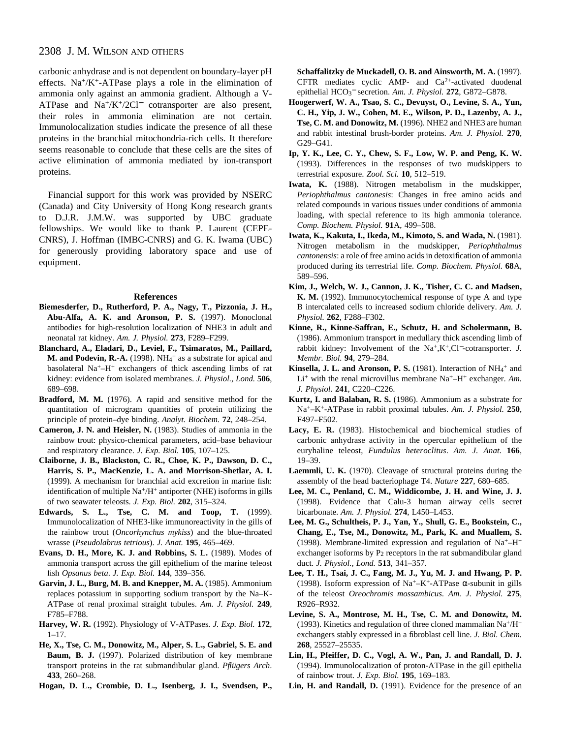carbonic anhydrase and is not dependent on boundary-layer pH effects. $Na^+/K^+$-ATPase plays a role in the elimination of ammonia only against an ammonia gradient. Although a V-ATPase and $Na^+/K^+/2Cl^-$ cotransporter are also present, their roles in ammonia elimination are not certain. Immunolocalization studies indicate the presence of all these proteins in the branchial mitochondria-rich cells. It therefore seems reasonable to conclude that these cells are the sites of active elimination of ammonia mediated by ion-transport proteins.

Financial support for this work was provided by NSERC (Canada) and City University of Hong Kong research grants to D.J.R. J.M.W. was supported by UBC graduate fellowships. We would like to thank P. Laurent (CEPE-CNRS), J. Hoffman (IMBC-CNRS) and G. K. Iwama (UBC) for generously providing laboratory space and use of equipment.

## References

**Biemesderfer, D., Rutherford, P. A., Nagy, T., Pizzonia, J. H., Abu-Alfa, A. K. and Aronson, P. S.** (1997). Monoclonal antibodies for high-resolution localization of NHE3 in adult and neonatal rat kidney. *Am. J. Physiol.* **273**, F289–F299.

**Blanchard, A., Eladari, D., Leviel, F., Tsimaratos, M., Paillard, M. and Podevin, R.-A.** (1998). $NH_4^+$ as a substrate for apical and basolateral $Na^+$–$H^+$ exchangers of thick ascending limbs of rat kidney: evidence from isolated membranes. *J. Physiol., Lond.* **506**, 689–698.

**Bradford, M. M.** (1976). A rapid and sensitive method for the quantitation of microgram quantities of protein utilizing the principle of protein–dye binding. *Analyt. Biochem.* **72**, 248–254.

**Cameron, J. N. and Heisler, N.** (1983). Studies of ammonia in the rainbow trout: physico-chemical parameters, acid–base behaviour and respiratory clearance. *J. Exp. Biol.* **105**, 107–125.

**Claiborne, J. B., Blackston, C. R., Choe, K. P., Dawson, D. C., Harris, S. P., MacKenzie, L. A. and Morrison-Shetlar, A. I.** (1999). A mechanism for branchial acid excretion in marine fish: identification of multiple $Na^+/H^+$ antiporter (NHE) isoforms in gills of two seawater teleosts. *J. Exp. Biol.* **202**, 315–324.

**Edwards, S. L., Tse, C. M. and Toop, T.** (1999). Immunolocalization of NHE3-like immunoreactivity in the gills of the rainbow trout (*Oncorhynchus mykiss*) and the blue-throated wrasse (*Pseudolabrus tetrious*). *J. Anat.* **195**, 465–469.

**Evans, D. H., More, K. J. and Robbins, S. L.** (1989). Modes of ammonia transport across the gill epithelium of the marine teleost fish *Opsanus beta*. *J. Exp. Biol.* **144**, 339–356.

**Garvin, J. L., Burg, M. B. and Knepper, M. A.** (1985). Ammonium replaces potassium in supporting sodium transport by the Na–K-ATPase of renal proximal straight tubules. *Am. J. Physiol.* **249**, F785–F788.

**Harvey, W. R.** (1992). Physiology of V-ATPases*. J. Exp. Biol.* **172**, 1–17.

**He, X., Tse, C. M., Donowitz, M., Alper, S. L., Gabriel, S. E. and Baum, B. J.** (1997). Polarized distribution of key membrane transport proteins in the rat submandibular gland. *Pflügers Arch.* **433**, 260–268.

**Hogan, D. L., Crombie, D. L., Isenberg, J. I., Svendsen, P., Schaffalitzky de Muckadell, O. B. and Ainsworth, M. A.** (1997). CFTR mediates cyclic AMP- and $Ca^{2+}$-activated duodenal epithelial $HCO_3^-$ secretion. *Am. J. Physiol.* **272**, G872–G878.

**Hoogerwerf, W. A., Tsao, S. C., Devuyst, O., Levine, S. A., Yun, C. H., Yip, J. W., Cohen, M. E., Wilson, P. D., Lazenby, A. J., Tse, C. M. and Donowitz, M.** (1996). NHE2 and NHE3 are human and rabbit intestinal brush-border proteins. *Am. J. Physiol.* **270**, G29–G41.

**Ip, Y. K., Lee, C. Y., Chew, S. F., Low, W. P. and Peng, K. W.** (1993). Differences in the responses of two mudskippers to terrestrial exposure. *Zool. Sci.* **10**, 512–519.

**Iwata, K.** (1988). Nitrogen metabolism in the mudskipper, *Periophthalmus cantonensis*: Changes in free amino acids and related compounds in various tissues under conditions of ammonia loading, with special reference to its high ammonia tolerance. *Comp. Biochem. Physiol.* **91**A, 499–508.

**Iwata, K., Kakuta, I., Ikeda, M., Kimoto, S. and Wada, N.** (1981). Nitrogen metabolism in the mudskipper, *Periophthalmus cantonensis*: a role of free amino acids in detoxification of ammonia produced during its terrestrial life. *Comp. Biochem. Physiol.* **68**A, 589–596.

**Kim, J., Welch, W. J., Cannon, J. K., Tisher, C. C. and Madsen, K. M.** (1992). Immunocytochemical response of type A and type B intercalated cells to increased sodium chloride delivery. *Am. J. Physiol.* **262**, F288–F302.

**Kinne, R., Kinne-Saffran, E., Schutz, H. and Scholermann, B.** (1986). Ammonium transport in medullary thick ascending limb of rabbit kidney: Involvement of the $Na^+,K^+,Cl^-$-cotransporter. *J. Membr. Biol.* **94**, 279–284.

**Kinsella, J. L. and Aronson, P. S.** (1981). Interaction of $NH_4^+$ and $Li^+$ with the renal microvillus membrane $Na^+$–$H^+$ exchanger. *Am. J. Physiol.* **241**, C220–C226.

**Kurtz, I. and Balaban, R. S.** (1986). Ammonium as a substrate for $Na^+$–$K^+$-ATPase in rabbit proximal tubules. *Am. J. Physiol.* **250**, F497–F502.

**Lacy, E. R.** (1983). Histochemical and biochemical studies of carbonic anhydrase activity in the opercular epithelium of the euryhaline teleost, *Fundulus heteroclitus*. *Am. J. Anat.* **166**, 19–39.

**Laemmli, U. K.** (1970). Cleavage of structural proteins during the assembly of the head bacteriophage T4. *Nature* **227**, 680–685.

**Lee, M. C., Penland, C. M., Widdicombe, J. H. and Wine, J. J.** (1998). Evidence that Calu-3 human airway cells secret bicarbonate. *Am. J. Physiol.* **274**, L450–L453.

**Lee, M. G., Schultheis, P. J., Yan, Y., Shull, G. E., Bookstein, C., Chang, E., Tse, M., Donowitz, M., Park, K. and Muallem, S.** (1998). Membrane-limited expression and regulation of $Na^+$–$H^+$ exchanger isoforms by $P_2$ receptors in the rat submandibular gland duct. *J. Physiol., Lond.* **513**, 341–357.

**Lee, T. H., Tsai, J. C., Fang, M. J., Yu, M. J. and Hwang, P. P.** (1998). Isoform expression of $Na^+$–$K^+$-ATPase α-subunit in gills of the teleost *Oreochromis mossambicus*. *Am. J. Physiol.* **275**, R926–R932.

**Levine, S. A., Montrose, M. H., Tse, C. M. and Donowitz, M.** (1993). Kinetics and regulation of three cloned mammalian $Na^+/H^+$ exchangers stably expressed in a fibroblast cell line. *J. Biol. Chem.* **268**, 25527–25535.

**Lin, H., Pfeiffer, D. C., Vogl, A. W., Pan, J. and Randall, D. J.** (1994). Immunolocalization of proton-ATPase in the gill epithelia of rainbow trout. *J. Exp. Biol.* **195**, 169–183.

**Lin, H. and Randall, D.** (1991). Evidence for the presence of an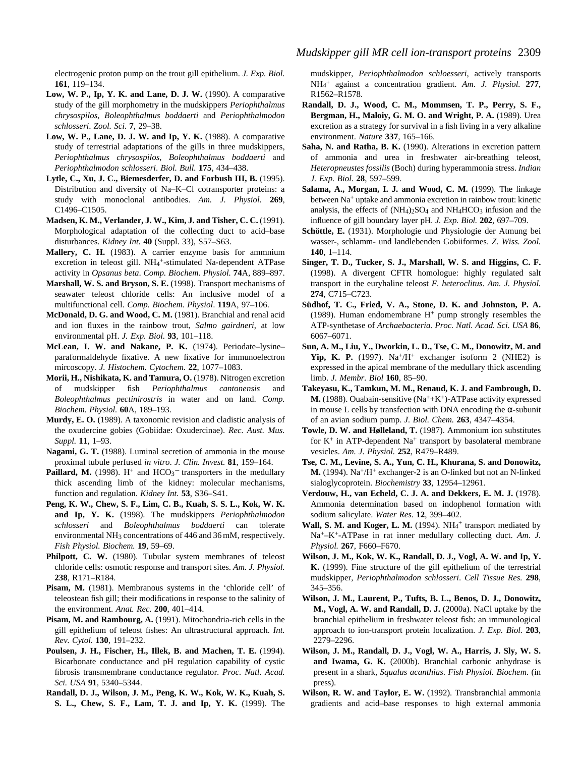electrogenic proton pump on the trout gill epithelium. *J. Exp. Biol.* **161**, 119–134.

**Low, W. P., Ip, Y. K. and Lane, D. J. W.** (1990). A comparative study of the gill morphometry in the mudskippers *Periophthalmus chrysospilos*, *Boleophthalmus boddaerti* and *Periophthalmodon schlosseri*. *Zool. Sci.* **7**, 29–38.

**Low, W. P., Lane, D. J. W. and Ip, Y. K.** (1988). A comparative study of terrestrial adaptations of the gills in three mudskippers, *Periophthalmus chrysospilos*, *Boleophthalmus boddaerti* and *Periophthalmodon schlosseri*. *Biol. Bull.* **175**, 434–438.

**Lytle, C., Xu, J. C., Biemesderfer, D. and Forbush III, B.** (1995). Distribution and diversity of Na–K–Cl cotransporter proteins: a study with monoclonal antibodies. *Am. J. Physiol.* **269**, C1496–C1505.

**Madsen, K. M., Verlander, J. W., Kim, J. and Tisher, C. C.** (1991). Morphological adaptation of the collecting duct to acid–base disturbances. *Kidney Int.* **40** (Suppl. 33), S57–S63.

**Mallery, C. H.** (1983). A carrier enzyme basis for ammnium excretion in teleost gill. $NH_4^+$-stimulated Na-dependent ATPase activity in *Opsanus beta*. *Comp. Biochem. Physiol.* **74**A, 889–897.

**Marshall, W. S. and Bryson, S. E.** (1998). Transport mechanisms of seawater teleost chloride cells: An inclusive model of a multifunctional cell. *Comp. Biochem. Physiol*. **119**A, 97–106.

**McDonald, D. G. and Wood, C. M.** (1981). Branchial and renal acid and ion fluxes in the rainbow trout, *Salmo gairdneri*, at low environmental pH. *J. Exp. Biol.* **93**, 101–118.

**McLean, I. W. and Nakane, P. K.** (1974). Periodate–lysine–paraformaldehyde fixative. A new fixative for immunoelectron mircoscopy. *J. Histochem. Cytochem.* **22**, 1077–1083.

**Morii, H., Nishikata, K. and Tamura, O.** (1978). Nitrogen excretion of mudskipper fish *Periophthalmus cantonensis* and *Boleophthalmus pectinirostris* in water and on land. *Comp. Biochem. Physiol.* **60**A, 189–193.

**Murdy, E. O.** (1989). A taxonomic revision and cladistic analysis of the oxudercine gobies (Gobiidae: Oxudercinae). *Rec. Aust. Mus. Suppl.* **11**, 1–93.

**Nagami, G. T.** (1988). Luminal secretion of ammonia in the mouse proximal tubule perfused *in vitro*. *J. Clin. Invest.* **81**, 159–164.

**Paillard, M.** (1998). $H^+$ and $HCO_3^-$ transporters in the medullary thick ascending limb of the kidney: molecular mechanisms, function and regulation. *Kidney Int.* **53**, S36–S41.

**Peng, K. W., Chew, S. F., Lim, C. B., Kuah, S. S. L., Kok, W. K. and Ip, Y. K.** (1998). The mudskippers *Periophthalmodon schlosseri* and *Boleophthalmus boddaerti* can tolerate environmental $NH_3$ concentrations of 446 and 36 mM, respectively. *Fish Physiol. Biochem.* **19**, 59–69.

**Philpott, C. W.** (1980). Tubular system membranes of teleost chloride cells: osmotic response and transport sites. *Am. J. Physiol.* **238**, R171–R184.

**Pisam, M.** (1981). Membranous systems in the 'chloride cell' of teleostean fish gill; their modifications in response to the salinity of the environment. *Anat. Rec.* **200**, 401–414.

**Pisam, M. and Rambourg, A.** (1991). Mitochondria-rich cells in the gill epithelium of teleost fishes: An ultrastructural approach. *Int. Rev. Cytol.* **130**, 191–232.

**Poulsen, J. H., Fischer, H., Illek, B. and Machen, T. E.** (1994). Bicarbonate conductance and pH regulation capability of cystic fibrosis transmembrane conductance regulator. *Proc. Natl. Acad. Sci. USA* **91**, 5340–5344.

**Randall, D. J., Wilson, J. M., Peng, K. W., Kok, W. K., Kuah, S. S. L., Chew, S. F., Lam, T. J. and Ip, Y. K.** (1999). The mudskipper, *Periophthalmodon schloesseri*, actively transports $NH_4^+$ against a concentration gradient. *Am. J. Physiol.* **277**, R1562–R1578.

**Randall, D. J., Wood, C. M., Mommsen, T. P., Perry, S. F., Bergman, H., Maloiy, G. M. O. and Wright, P. A.** (1989). Urea excretion as a strategy for survival in a fish living in a very alkaline environment. *Nature* **337**, 165–166.

**Saha, N. and Ratha, B. K.** (1990). Alterations in excretion pattern of ammonia and urea in freshwater air-breathing teleost, *Heteropneustes fossilis* (Boch) during hyperammonia stress. *Indian J. Exp. Biol.* **28**, 597–599.

**Salama, A., Morgan, I. J. and Wood, C. M.** (1999). The linkage between $Na^+$ uptake and ammonia excretion in rainbow trout: kinetic analysis, the effects of $(NH_4)_2SO_4$ and $NH_4HCO_3$ infusion and the influence of gill boundary layer pH. *J. Exp. Biol.* **202**, 697–709.

**Schöttle, E.** (1931). Morphologie und Physiologie der Atmung bei wasser-, schlamm- und landlebenden Gobiiformes. *Z. Wiss. Zool.* **140**, 1–114.

**Singer, T. D., Tucker, S. J., Marshall, W. S. and Higgins, C. F.** (1998). A divergent CFTR homologue: highly regulated salt transport in the euryhaline teleost *F. heteroclitus*. *Am. J. Physiol.* **274**, C715–C723.

**Südhof, T. C., Fried, V. A., Stone, D. K. and Johnston, P. A.** (1989). Human endomembrane $H^+$ pump strongly resembles the ATP-synthetase of *Archaebacteria*. *Proc. Natl. Acad. Sci. USA* **86**, 6067–6071.

**Sun, A. M., Liu, Y., Dworkin, L. D., Tse, C. M., Donowitz, M. and Yip, K. P.** (1997). $Na^+/H^+$ exchanger isoform 2 (NHE2) is expressed in the apical membrane of the medullary thick ascending limb. *J. Membr. Biol* **160**, 85–90.

**Takeyasu, K., Tamkun, M. M., Renaud, K. J. and Fambrough, D. M.** (1988). Ouabain-sensitive $(Na^++K^+)$-ATPase activity expressed in mouse L cells by transfection with DNA encoding the $\alpha$-subunit of an avian sodium pump. *J. Biol. Chem.* **263**, 4347–4354.

**Towle, D. W. and Hølleland, T.** (1987). Ammonium ion substitutes for $K^+$ in ATP-dependent $Na^+$ transport by basolateral membrane vesicles. *Am. J. Physiol.* **252**, R479–R489.

**Tse, C. M., Levine, S. A., Yun, C. H., Khurana, S. and Donowitz, M.** (1994). $Na^+/H^+$ exchanger-2 is an O-linked but not an N-linked sialoglycoprotein. *Biochemistry* **33**, 12954–12961.

**Verdouw, H., van Echeld, C. J. A. and Dekkers, E. M. J.** (1978). Ammonia determination based on indophenol formation with sodium salicylate. *Water Res.* **12**, 399–402.

**Wall, S. M. and Koger, L. M.** (1994). $NH_4^+$ transport mediated by $Na^+$–$K^+$-ATPase in rat inner medullary collecting duct. *Am. J. Physiol.* **267**, F660–F670.

**Wilson, J. M., Kok, W. K., Randall, D. J., Vogl, A. W. and Ip, Y. K.** (1999). Fine structure of the gill epithelium of the terrestrial mudskipper, *Periophthalmodon schlosseri*. *Cell Tissue Res.* **298**, 345–356.

**Wilson, J. M., Laurent, P., Tufts, B. L., Benos, D. J., Donowitz, M., Vogl, A. W. and Randall, D. J.** (2000a). NaCl uptake by the branchial epithelium in freshwater teleost fish: an immunological approach to ion-transport protein localization. *J. Exp. Biol.* **203**, 2279–2296.

**Wilson, J. M., Randall, D. J., Vogl, W. A., Harris, J. Sly, W. S. and Iwama, G. K.** (2000b). Branchial carbonic anhydrase is present in a shark, *Squalus acanthias*. *Fish Physiol. Biochem*. (in press).

**Wilson, R. W. and Taylor, E. W.** (1992). Transbranchial ammonia gradients and acid–base responses to high external ammonia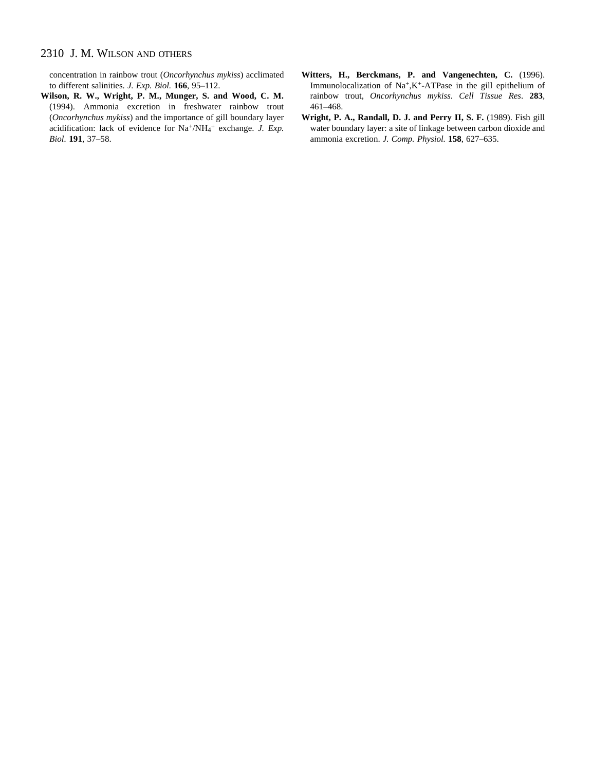concentration in rainbow trout (*Oncorhynchus mykiss*) acclimated to different salinities. *J. Exp. Biol.* **166**, 95–112.

**Wilson, R. W., Wright, P. M., Munger, S. and Wood, C. M.** (1994). Ammonia excretion in freshwater rainbow trout (*Oncorhynchus mykiss*) and the importance of gill boundary layer acidification: lack of evidence for $Na^+/NH_4^+$ exchange. *J. Exp. Biol.* **191**, 37–58.

**Witters, H., Berckmans, P. and Vangenechten, C.** (1996). Immunolocalization of $Na^+,K^+$-ATPase in the gill epithelium of rainbow trout, *Oncorhynchus mykiss*. *Cell Tissue Res*. **283**, 461–468.

**Wright, P. A., Randall, D. J. and Perry II, S. F.** (1989). Fish gill water boundary layer: a site of linkage between carbon dioxide and ammonia excretion. *J. Comp. Physiol.* **158**, 627–635.